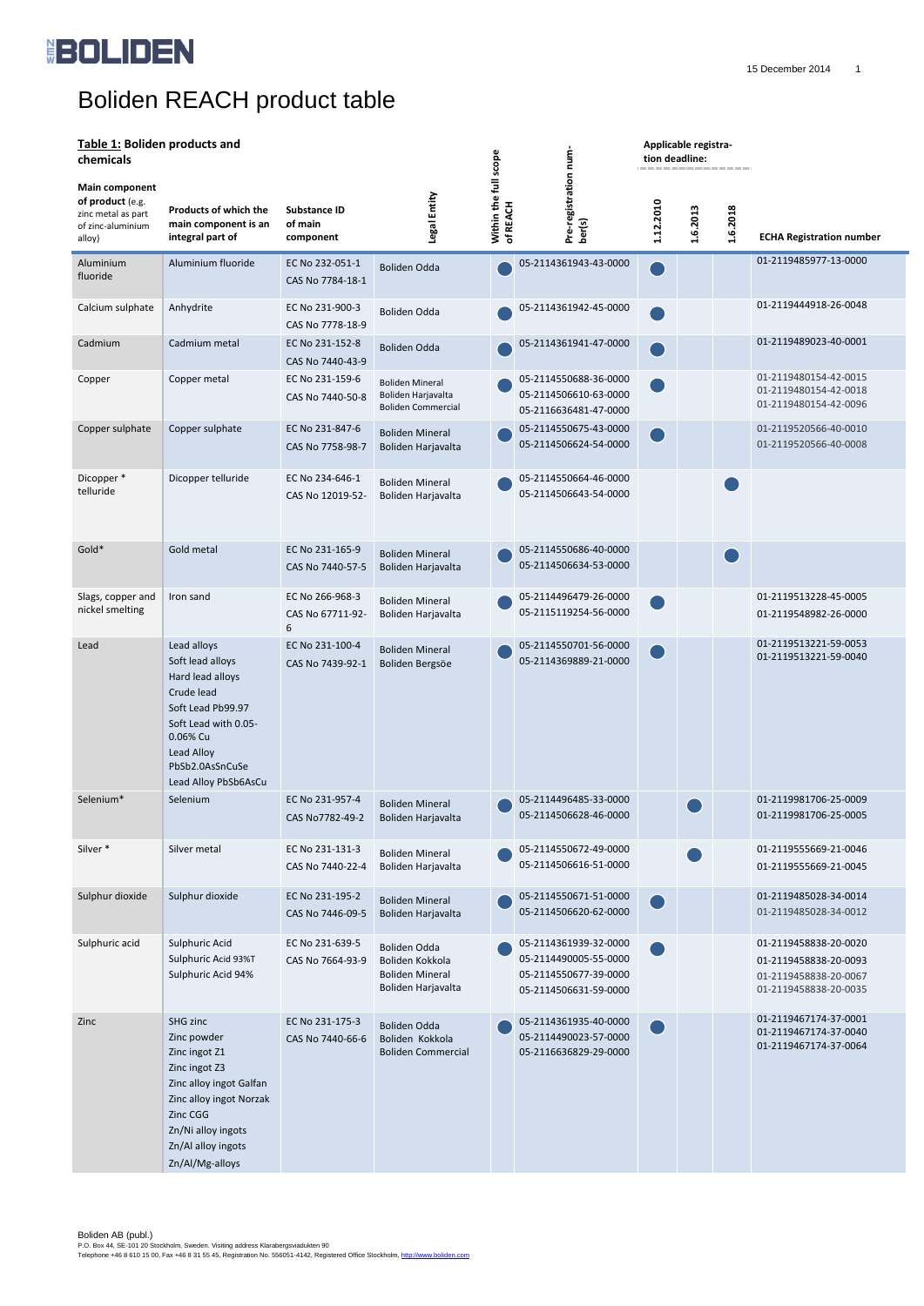# Boliden REACH product table

| **Table 1: Boliden products and chemicals** Main component of product (e.g. zinc metal as part of zinc-aluminium alloy) | Products of which the main component is an integral part of | Substance ID of main component | Legal Entity | Within the full scope of REACH | Pre-registration number(s) | Applicable registration deadline: 1.12.2010 | 1.6.2013 | 1.6.2018 | ECHA Registration number |
|---|---|---|---|---|---|---|---|---|---|
| Aluminium fluoride | Aluminium fluoride | EC No 232-051-1<br>CAS No 7784-18-1 | Boliden Odda | ● | 05-2114361943-43-0000 | ● | | | 01-2119485977-13-0000 |
| Calcium sulphate | Anhydrite | EC No 231-900-3<br>CAS No 7778-18-9 | Boliden Odda | ● | 05-2114361942-45-0000 | ● | | | 01-2119444918-26-0048 |
| Cadmium | Cadmium metal | EC No 231-152-8<br>CAS No 7440-43-9 | Boliden Odda | ● | 05-2114361941-47-0000 | ● | | | 01-2119489023-40-0001 |
| Copper | Copper metal | EC No 231-159-6<br>CAS No 7440-50-8 | Boliden Mineral<br>Boliden Harjavalta<br>Boliden Commercial | ● | 05-2114550688-36-0000<br>05-2114506610-63-0000<br>05-2116636481-47-0000 | ● | | | 01-2119480154-42-0015<br>01-2119480154-42-0018<br>01-2119480154-42-0096 |
| Copper sulphate | Copper sulphate | EC No 231-847-6<br>CAS No 7758-98-7 | Boliden Mineral<br>Boliden Harjavalta | ● | 05-2114550675-43-0000<br>05-2114506624-54-0000 | ● | | | 01-2119520566-40-0010<br>01-2119520566-40-0008 |
| Dicopper * telluride | Dicopper telluride | EC No 234-646-1<br>CAS No 12019-52- | Boliden Mineral<br>Boliden Harjavalta | ● | 05-2114550664-46-0000<br>05-2114506643-54-0000 | | | ● | |
| Gold* | Gold metal | EC No 231-165-9<br>CAS No 7440-57-5 | Boliden Mineral<br>Boliden Harjavalta | ● | 05-2114550686-40-0000<br>05-2114506634-53-0000 | | | ● | |
| Slags, copper and nickel smelting | Iron sand | EC No 266-968-3<br>CAS No 67711-92-6 | Boliden Mineral<br>Boliden Harjavalta | ● | 05-2114496479-26-0000<br>05-2115119254-56-0000 | ● | | | 01-2119513228-45-0005<br>01-2119548982-26-0000 |
| Lead | Lead alloys<br>Soft lead alloys<br>Hard lead alloys<br>Crude lead<br>Soft Lead Pb99.97<br>Soft Lead with 0.05-0.06% Cu<br>Lead Alloy PbSb2.0AsSnCuSe<br>Lead Alloy PbSb6AsCu | EC No 231-100-4<br>CAS No 7439-92-1 | Boliden Mineral<br>Boliden Bergsöe | ● | 05-2114550701-56-0000<br>05-2114369889-21-0000 | ● | | | 01-2119513221-59-0053<br>01-2119513221-59-0040 |
| Selenium* | Selenium | EC No 231-957-4<br>CAS No7782-49-2 | Boliden Mineral<br>Boliden Harjavalta | ● | 05-2114496485-33-0000<br>05-2114506628-46-0000 | | ● | | 01-2119981706-25-0009<br>01-2119981706-25-0005 |
| Silver * | Silver metal | EC No 231-131-3<br>CAS No 7440-22-4 | Boliden Mineral<br>Boliden Harjavalta | ● | 05-2114550672-49-0000<br>05-2114506616-51-0000 | | ● | | 01-2119555669-21-0046<br>01-2119555669-21-0045 |
| Sulphur dioxide | Sulphur dioxide | EC No 231-195-2<br>CAS No 7446-09-5 | Boliden Mineral<br>Boliden Harjavalta | ● | 05-2114550671-51-0000<br>05-2114506620-62-0000 | ● | | | 01-2119485028-34-0014<br>01-2119485028-34-0012 |
| Sulphuric acid | Sulphuric Acid<br>Sulphuric Acid 93%T<br>Sulphuric Acid 94% | EC No 231-639-5<br>CAS No 7664-93-9 | Boliden Odda<br>Boliden Kokkola<br>Boliden Mineral<br>Boliden Harjavalta | ● | 05-2114361939-32-0000<br>05-2114490005-55-0000<br>05-2114550677-39-0000<br>05-2114506631-59-0000 | ● | | | 01-2119458838-20-0020<br>01-2119458838-20-0093<br>01-2119458838-20-0067<br>01-2119458838-20-0035 |
| Zinc | SHG zinc<br>Zinc powder<br>Zinc ingot Z1<br>Zinc ingot Z3<br>Zinc alloy ingot Galfan<br>Zinc alloy ingot Norzak<br>Zinc CGG<br>Zn/Ni alloy ingots<br>Zn/Al alloy ingots<br>Zn/Al/Mg-alloys | EC No 231-175-3<br>CAS No 7440-66-6 | Boliden Odda<br>Boliden Kokkola<br>Boliden Commercial | ● | 05-2114361935-40-0000<br>05-2114490023-57-0000<br>05-2116636829-29-0000 | ● | | | 01-2119467174-37-0001<br>01-2119467174-37-0040<br>01-2119467174-37-0064 |

Boliden AB (publ.)
P.O. Box 44, SE-101 20 Stockholm, Sweden. Visiting address Klarabergsviadukten 90
Telephone +46 8 610 15 00, Fax +46 8 31 55 45, Registration No. 556051-4142, Registered Office Stockholm, http://www.boliden.com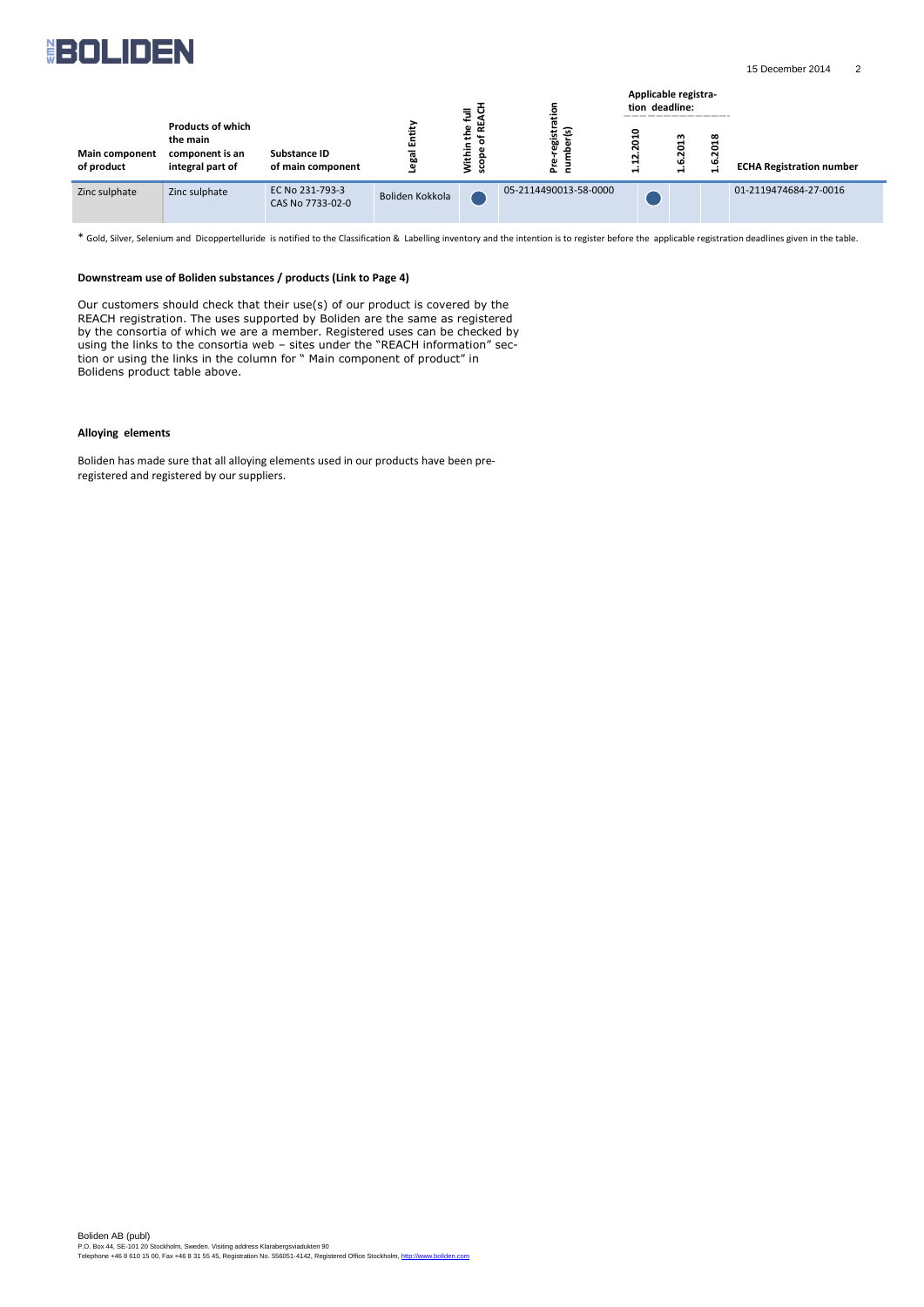| Main component of product | Products of which the main component is an integral part of | Substance ID of main component | Legal Entity | Within the full scope of REACH | Pre-registration number(s) | Applicable registration deadline: 1.12.2010 | 1.6.2013 | 1.6.2018 | ECHA Registration number |
|---|---|---|---|---|---|---|---|---|---|
| Zinc sulphate | Zinc sulphate | EC No 231-793-3 CAS No 7733-02-0 | Boliden Kokkola | ● | 05-2114490013-58-0000 | ● | | | 01-2119474684-27-0016 |

* Gold, Silver, Selenium and Dicoppertelluride is notified to the Classification & Labelling inventory and the intention is to register before the applicable registration deadlines given in the table.

**Downstream use of Boliden substances / products (Link to Page 4)**

Our customers should check that their use(s) of our product is covered by the REACH registration. The uses supported by Boliden are the same as registered by the consortia of which we are a member. Registered uses can be checked by using the links to the consortia web – sites under the "REACH information" section or using the links in the column for " Main component of product" in Bolidens product table above.

**Alloying elements**

Boliden has made sure that all alloying elements used in our products have been pre-registered and registered by our suppliers.

Boliden AB (publ)
P.O. Box 44, SE-101 20 Stockholm, Sweden. Visiting address Klarabergsviadukten 90
Telephone +46 8 610 15 00, Fax +46 8 31 55 45, Registration No. 556051-4142, Registered Office Stockholm, http://www.boliden.com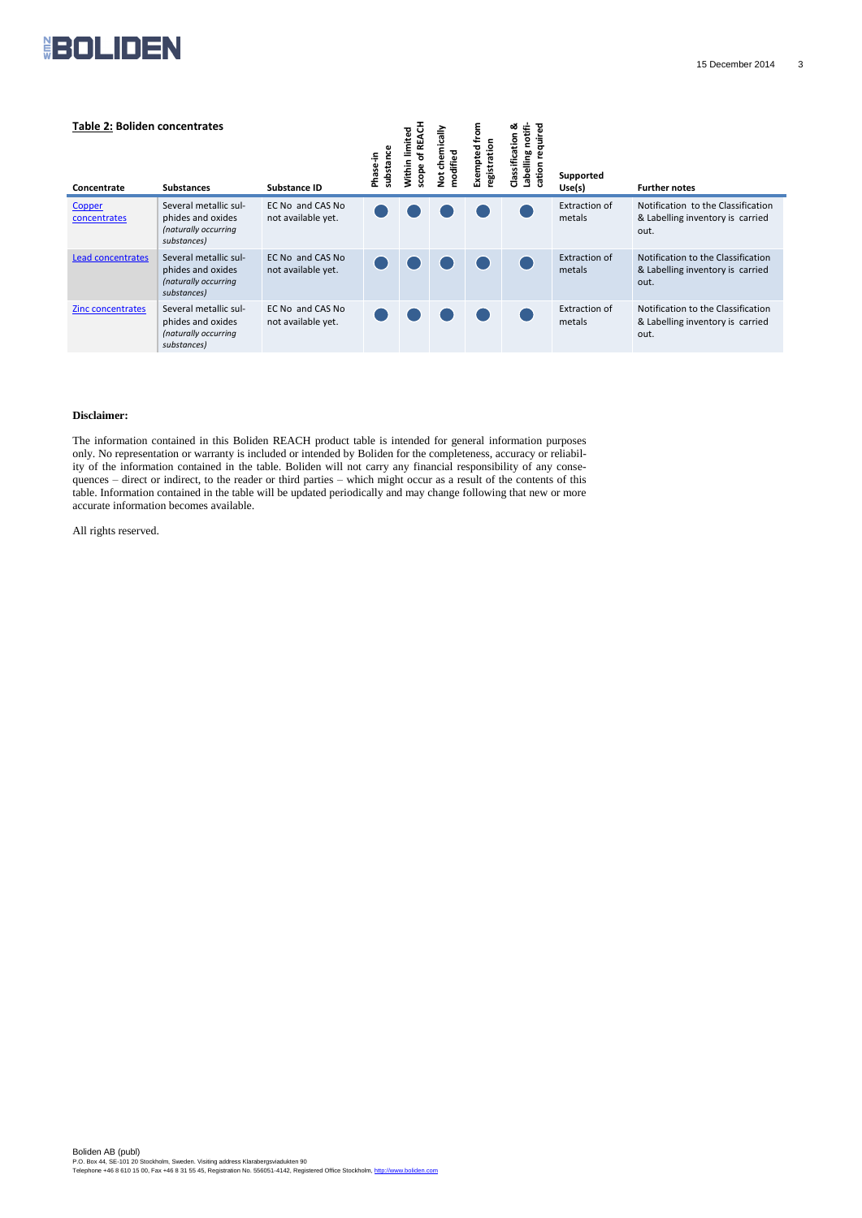**Table 2: Boliden concentrates**

| Concentrate | Substances | Substance ID | Phase-in substance | Within limited scope of REACH | Not chemically modified | Exempted from registration | Classification & Labelling notification required | Supported Use(s) | Further notes |
|---|---|---|---|---|---|---|---|---|---|
| Copper concentrates | Several metallic sulphides and oxides *(naturally occurring substances)* | EC No and CAS No not available yet. | ● | ● | ● | ● | ● | Extraction of metals | Notification to the Classification & Labelling inventory is carried out. |
| Lead concentrates | Several metallic sulphides and oxides *(naturally occurring substances)* | EC No and CAS No not available yet. | ● | ● | ● | ● | ● | Extraction of metals | Notification to the Classification & Labelling inventory is carried out. |
| Zinc concentrates | Several metallic sulphides and oxides *(naturally occurring substances)* | EC No and CAS No not available yet. | ● | ● | ● | ● | ● | Extraction of metals | Notification to the Classification & Labelling inventory is carried out. |

**Disclaimer:**

The information contained in this Boliden REACH product table is intended for general information purposes only. No representation or warranty is included or intended by Boliden for the completeness, accuracy or reliability of the information contained in the table. Boliden will not carry any financial responsibility of any consequences – direct or indirect, to the reader or third parties – which might occur as a result of the contents of this table. Information contained in the table will be updated periodically and may change following that new or more accurate information becomes available.

All rights reserved.

Boliden AB (publ)
P.O. Box 44, SE-101 20 Stockholm, Sweden. Visiting address Klarabergsviadukten 90
Telephone +46 8 610 15 00, Fax +46 8 31 55 45, Registration No. 556051-4142, Registered Office Stockholm, http://www.boliden.com